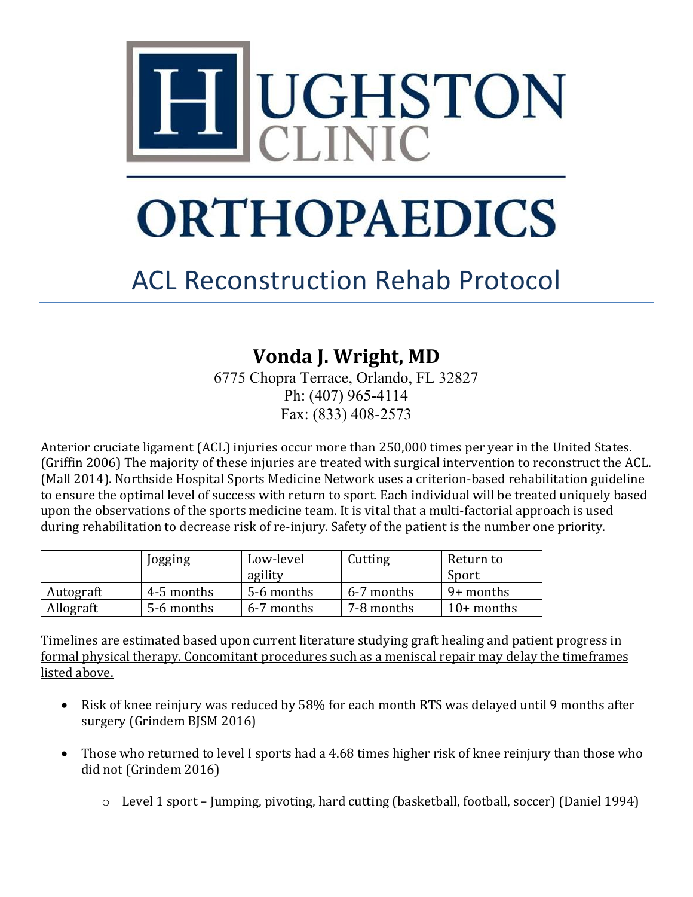# HUGHSTON CLINIC

# ORTHOPAEDICS

## ACL Reconstruction Rehab Protocol

**Vonda J. Wright, MD**

6775 Chopra Terrace, Orlando, FL 32827
Ph: (407) 965-4114
Fax: (833) 408-2573

Anterior cruciate ligament (ACL) injuries occur more than 250,000 times per year in the United States. (Griffin 2006) The majority of these injuries are treated with surgical intervention to reconstruct the ACL. (Mall 2014). Northside Hospital Sports Medicine Network uses a criterion-based rehabilitation guideline to ensure the optimal level of success with return to sport. Each individual will be treated uniquely based upon the observations of the sports medicine team. It is vital that a multi-factorial approach is used during rehabilitation to decrease risk of re-injury. Safety of the patient is the number one priority.

| | Jogging | Low-level agility | Cutting | Return to Sport |
|---|---|---|---|---|
| Autograft | 4-5 months | 5-6 months | 6-7 months | 9+ months |
| Allograft | 5-6 months | 6-7 months | 7-8 months | 10+ months |

<u>Timelines are estimated based upon current literature studying graft healing and patient progress in formal physical therapy. Concomitant procedures such as a meniscal repair may delay the timeframes listed above.</u>

- Risk of knee reinjury was reduced by 58% for each month RTS was delayed until 9 months after surgery (Grindem BJSM 2016)
- Those who returned to level I sports had a 4.68 times higher risk of knee reinjury than those who did not (Grindem 2016)
  - Level 1 sport – Jumping, pivoting, hard cutting (basketball, football, soccer) (Daniel 1994)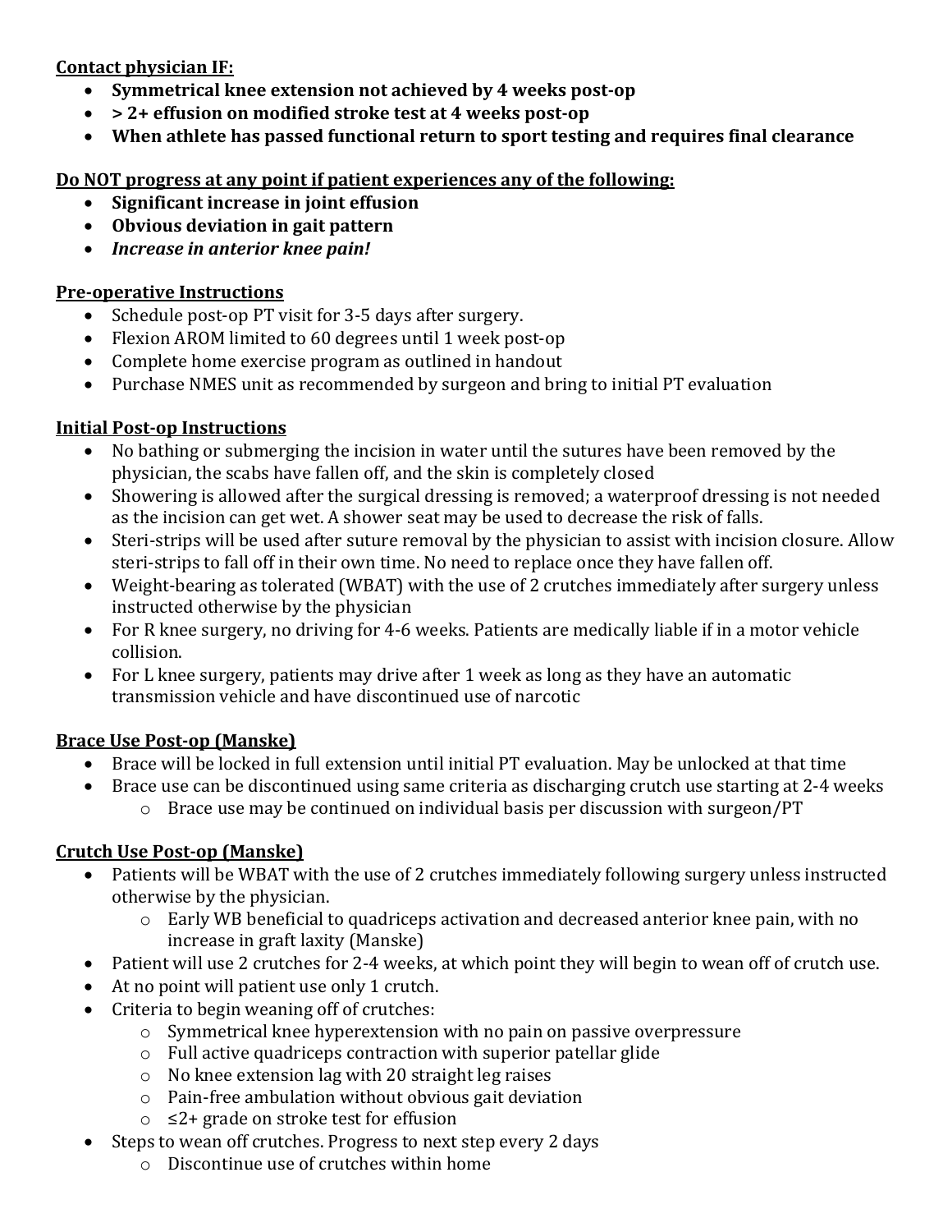**Contact physician IF:**

- **Symmetrical knee extension not achieved by 4 weeks post-op**
- **> 2+ effusion on modified stroke test at 4 weeks post-op**
- **When athlete has passed functional return to sport testing and requires final clearance**

**Do NOT progress at any point if patient experiences any of the following:**

- **Significant increase in joint effusion**
- **Obvious deviation in gait pattern**
- ***Increase in anterior knee pain!***

**Pre-operative Instructions**

- Schedule post-op PT visit for 3-5 days after surgery.
- Flexion AROM limited to 60 degrees until 1 week post-op
- Complete home exercise program as outlined in handout
- Purchase NMES unit as recommended by surgeon and bring to initial PT evaluation

**Initial Post-op Instructions**

- No bathing or submerging the incision in water until the sutures have been removed by the physician, the scabs have fallen off, and the skin is completely closed
- Showering is allowed after the surgical dressing is removed; a waterproof dressing is not needed as the incision can get wet. A shower seat may be used to decrease the risk of falls.
- Steri-strips will be used after suture removal by the physician to assist with incision closure. Allow steri-strips to fall off in their own time. No need to replace once they have fallen off.
- Weight-bearing as tolerated (WBAT) with the use of 2 crutches immediately after surgery unless instructed otherwise by the physician
- For R knee surgery, no driving for 4-6 weeks. Patients are medically liable if in a motor vehicle collision.
- For L knee surgery, patients may drive after 1 week as long as they have an automatic transmission vehicle and have discontinued use of narcotic

**Brace Use Post-op (Manske)**

- Brace will be locked in full extension until initial PT evaluation. May be unlocked at that time
- Brace use can be discontinued using same criteria as discharging crutch use starting at 2-4 weeks
  - Brace use may be continued on individual basis per discussion with surgeon/PT

**Crutch Use Post-op (Manske)**

- Patients will be WBAT with the use of 2 crutches immediately following surgery unless instructed otherwise by the physician.
  - Early WB beneficial to quadriceps activation and decreased anterior knee pain, with no increase in graft laxity (Manske)
- Patient will use 2 crutches for 2-4 weeks, at which point they will begin to wean off of crutch use.
- At no point will patient use only 1 crutch.
- Criteria to begin weaning off of crutches:
  - Symmetrical knee hyperextension with no pain on passive overpressure
  - Full active quadriceps contraction with superior patellar glide
  - No knee extension lag with 20 straight leg raises
  - Pain-free ambulation without obvious gait deviation
  - ≤2+ grade on stroke test for effusion
- Steps to wean off crutches. Progress to next step every 2 days
  - Discontinue use of crutches within home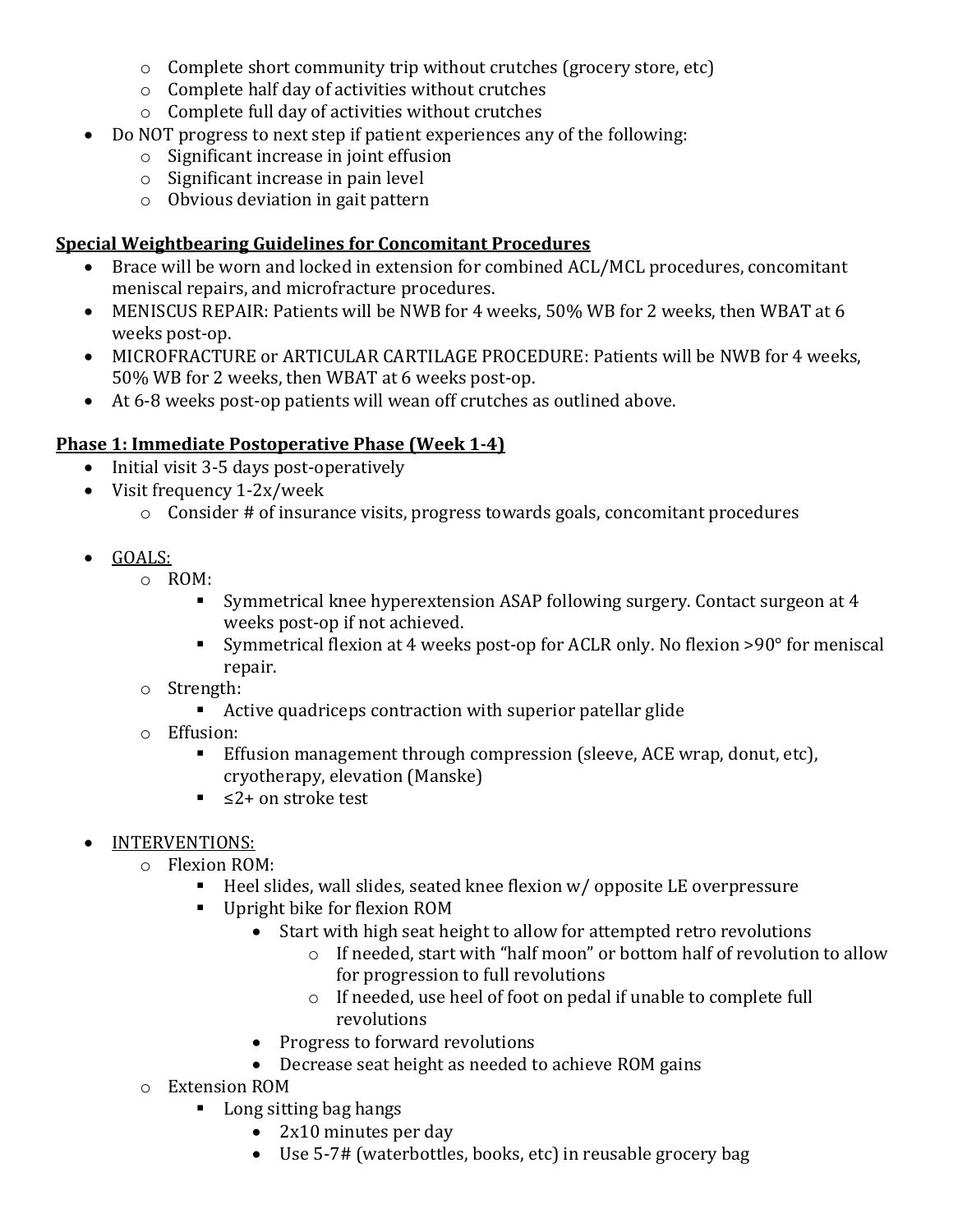- Complete short community trip without crutches (grocery store, etc)
- Complete half day of activities without crutches
- Complete full day of activities without crutches

- Do NOT progress to next step if patient experiences any of the following:
  - Significant increase in joint effusion
  - Significant increase in pain level
  - Obvious deviation in gait pattern

**Special Weightbearing Guidelines for Concomitant Procedures**

- Brace will be worn and locked in extension for combined ACL/MCL procedures, concomitant meniscal repairs, and microfracture procedures.
- MENISCUS REPAIR: Patients will be NWB for 4 weeks, 50% WB for 2 weeks, then WBAT at 6 weeks post-op.
- MICROFRACTURE or ARTICULAR CARTILAGE PROCEDURE: Patients will be NWB for 4 weeks, 50% WB for 2 weeks, then WBAT at 6 weeks post-op.
- At 6-8 weeks post-op patients will wean off crutches as outlined above.

**Phase 1: Immediate Postoperative Phase (Week 1-4)**

- Initial visit 3-5 days post-operatively
- Visit frequency 1-2x/week
  - Consider # of insurance visits, progress towards goals, concomitant procedures

- GOALS:
  - ROM:
    - Symmetrical knee hyperextension ASAP following surgery. Contact surgeon at 4 weeks post-op if not achieved.
    - Symmetrical flexion at 4 weeks post-op for ACLR only. No flexion >90° for meniscal repair.
  - Strength:
    - Active quadriceps contraction with superior patellar glide
  - Effusion:
    - Effusion management through compression (sleeve, ACE wrap, donut, etc), cryotherapy, elevation (Manske)
    - ≤2+ on stroke test

- INTERVENTIONS:
  - Flexion ROM:
    - Heel slides, wall slides, seated knee flexion w/ opposite LE overpressure
    - Upright bike for flexion ROM
      - Start with high seat height to allow for attempted retro revolutions
        - If needed, start with "half moon" or bottom half of revolution to allow for progression to full revolutions
        - If needed, use heel of foot on pedal if unable to complete full revolutions
      - Progress to forward revolutions
      - Decrease seat height as needed to achieve ROM gains
  - Extension ROM
    - Long sitting bag hangs
      - 2x10 minutes per day
      - Use 5-7# (waterbottles, books, etc) in reusable grocery bag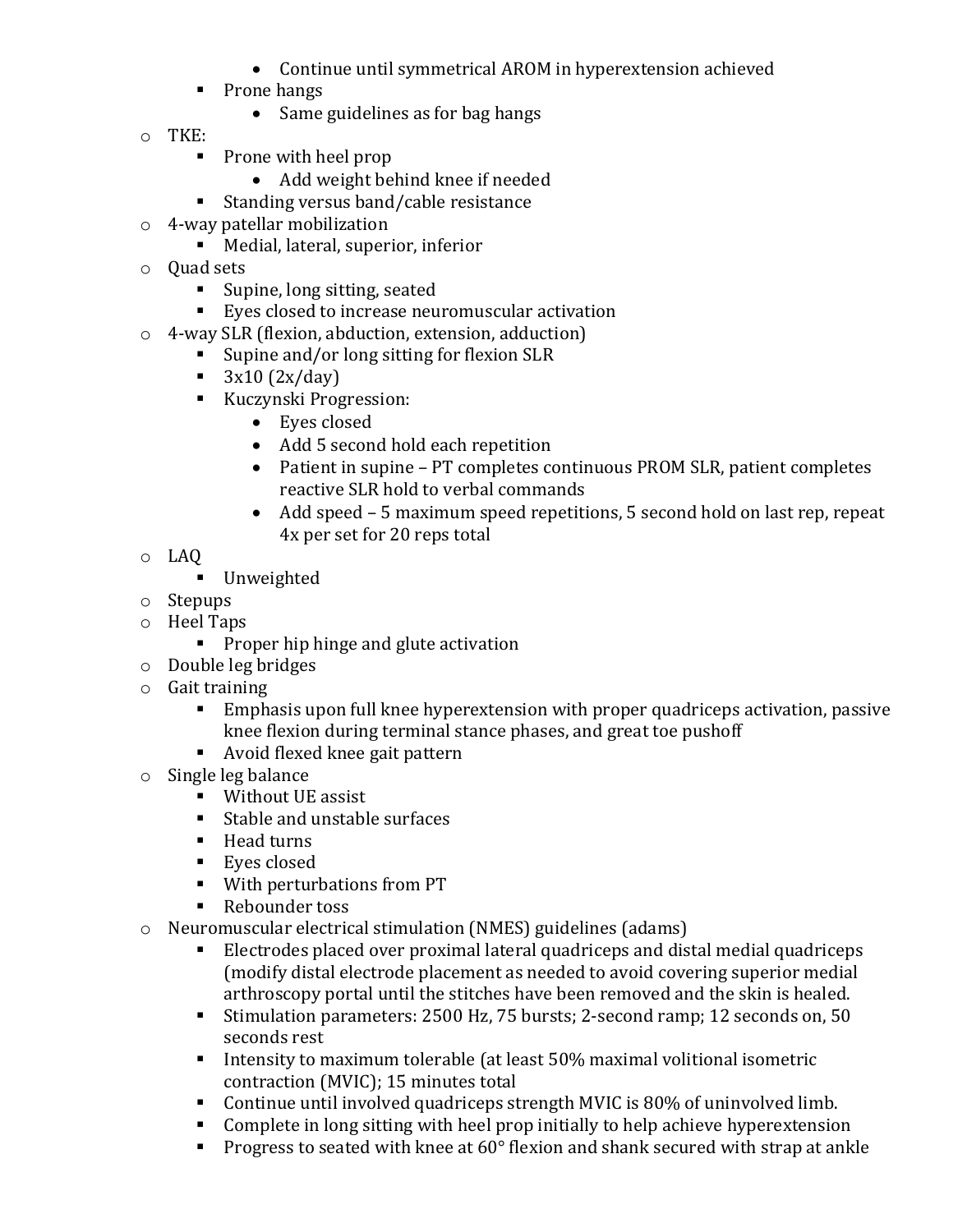- Continue until symmetrical AROM in hyperextension achieved
    - Prone hangs
        - Same guidelines as for bag hangs
- TKE:
    - Prone with heel prop
        - Add weight behind knee if needed
    - Standing versus band/cable resistance
- 4-way patellar mobilization
    - Medial, lateral, superior, inferior
- Quad sets
    - Supine, long sitting, seated
    - Eyes closed to increase neuromuscular activation
- 4-way SLR (flexion, abduction, extension, adduction)
    - Supine and/or long sitting for flexion SLR
    - 3x10 (2x/day)
    - Kuczynski Progression:
        - Eyes closed
        - Add 5 second hold each repetition
        - Patient in supine – PT completes continuous PROM SLR, patient completes reactive SLR hold to verbal commands
        - Add speed – 5 maximum speed repetitions, 5 second hold on last rep, repeat 4x per set for 20 reps total
- LAQ
    - Unweighted
- Stepups
- Heel Taps
    - Proper hip hinge and glute activation
- Double leg bridges
- Gait training
    - Emphasis upon full knee hyperextension with proper quadriceps activation, passive knee flexion during terminal stance phases, and great toe pushoff
    - Avoid flexed knee gait pattern
- Single leg balance
    - Without UE assist
    - Stable and unstable surfaces
    - Head turns
    - Eyes closed
    - With perturbations from PT
    - Rebounder toss
- Neuromuscular electrical stimulation (NMES) guidelines (adams)
    - Electrodes placed over proximal lateral quadriceps and distal medial quadriceps (modify distal electrode placement as needed to avoid covering superior medial arthroscopy portal until the stitches have been removed and the skin is healed.
    - Stimulation parameters: 2500 Hz, 75 bursts; 2-second ramp; 12 seconds on, 50 seconds rest
    - Intensity to maximum tolerable (at least 50% maximal volitional isometric contraction (MVIC); 15 minutes total
    - Continue until involved quadriceps strength MVIC is 80% of uninvolved limb.
    - Complete in long sitting with heel prop initially to help achieve hyperextension
    - Progress to seated with knee at 60° flexion and shank secured with strap at ankle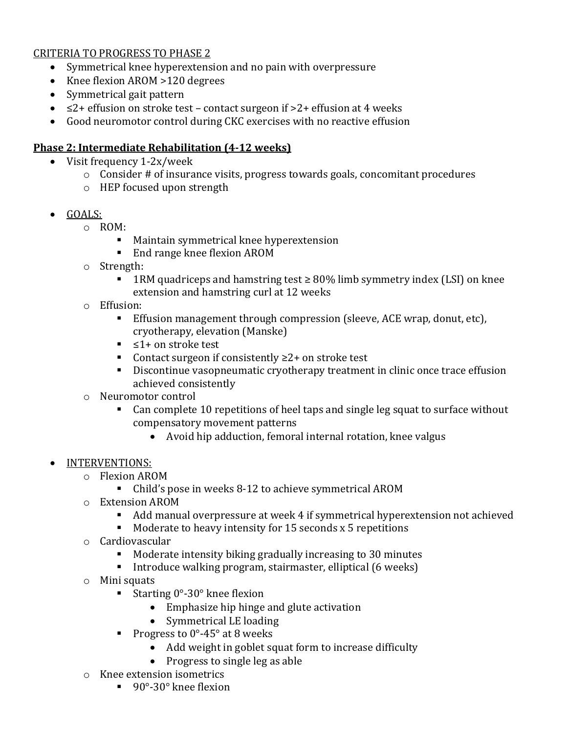CRITERIA TO PROGRESS TO PHASE 2

- Symmetrical knee hyperextension and no pain with overpressure
- Knee flexion AROM >120 degrees
- Symmetrical gait pattern
- ≤2+ effusion on stroke test – contact surgeon if >2+ effusion at 4 weeks
- Good neuromotor control during CKC exercises with no reactive effusion

## Phase 2: Intermediate Rehabilitation (4-12 weeks)

- Visit frequency 1-2x/week
  - Consider # of insurance visits, progress towards goals, concomitant procedures
  - HEP focused upon strength

- GOALS:
  - ROM:
    - Maintain symmetrical knee hyperextension
    - End range knee flexion AROM
  - Strength:
    - 1RM quadriceps and hamstring test ≥ 80% limb symmetry index (LSI) on knee extension and hamstring curl at 12 weeks
  - Effusion:
    - Effusion management through compression (sleeve, ACE wrap, donut, etc), cryotherapy, elevation (Manske)
    - ≤1+ on stroke test
    - Contact surgeon if consistently ≥2+ on stroke test
    - Discontinue vasopneumatic cryotherapy treatment in clinic once trace effusion achieved consistently
  - Neuromotor control
    - Can complete 10 repetitions of heel taps and single leg squat to surface without compensatory movement patterns
      - Avoid hip adduction, femoral internal rotation, knee valgus

- INTERVENTIONS:
  - Flexion AROM
    - Child's pose in weeks 8-12 to achieve symmetrical AROM
  - Extension AROM
    - Add manual overpressure at week 4 if symmetrical hyperextension not achieved
    - Moderate to heavy intensity for 15 seconds x 5 repetitions
  - Cardiovascular
    - Moderate intensity biking gradually increasing to 30 minutes
    - Introduce walking program, stairmaster, elliptical (6 weeks)
  - Mini squats
    - Starting 0°-30° knee flexion
      - Emphasize hip hinge and glute activation
      - Symmetrical LE loading
    - Progress to 0°-45° at 8 weeks
      - Add weight in goblet squat form to increase difficulty
      - Progress to single leg as able
  - Knee extension isometrics
    - 90°-30° knee flexion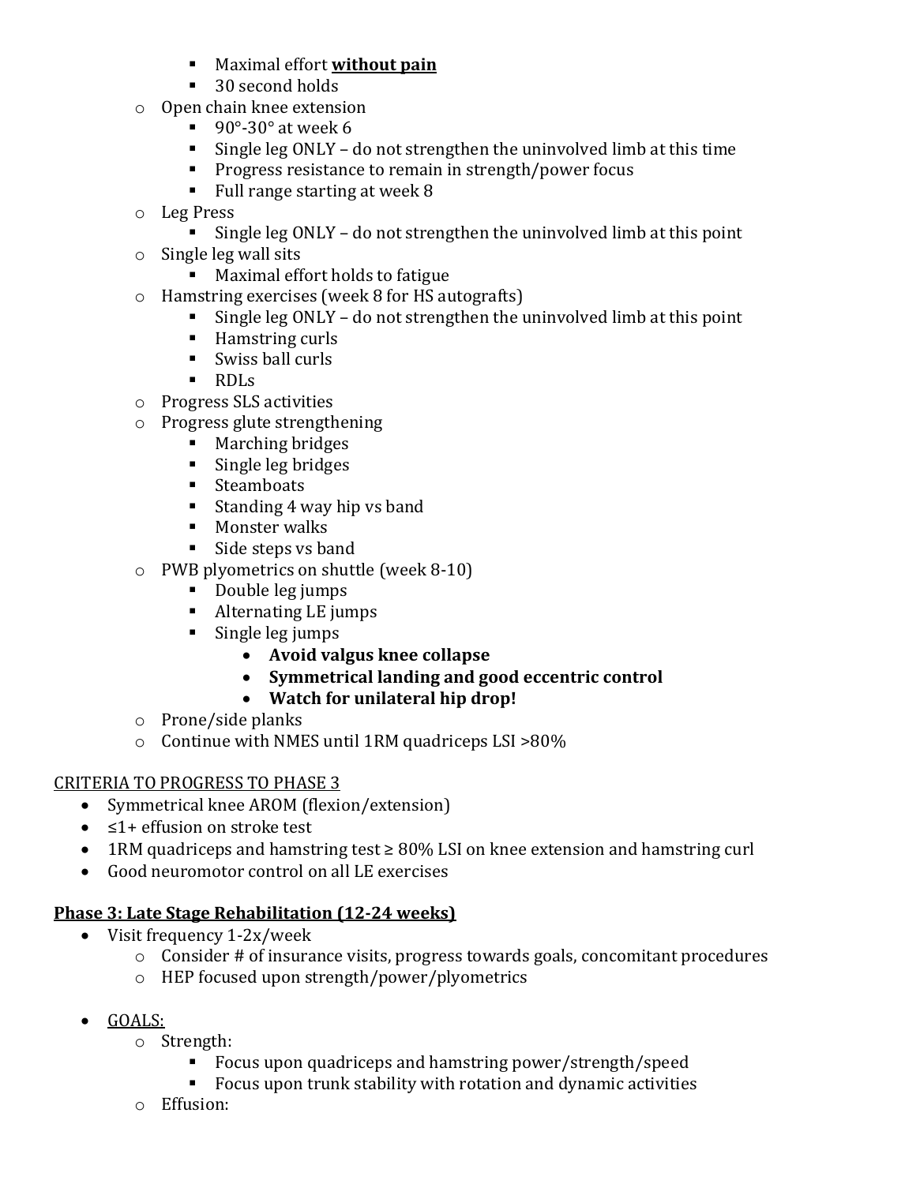- Maximal effort **without pain**
        - 30 second holds
    - Open chain knee extension
        - 90°-30° at week 6
        - Single leg ONLY – do not strengthen the uninvolved limb at this time
        - Progress resistance to remain in strength/power focus
        - Full range starting at week 8
    - Leg Press
        - Single leg ONLY – do not strengthen the uninvolved limb at this point
    - Single leg wall sits
        - Maximal effort holds to fatigue
    - Hamstring exercises (week 8 for HS autografts)
        - Single leg ONLY – do not strengthen the uninvolved limb at this point
        - Hamstring curls
        - Swiss ball curls
        - RDLs
    - Progress SLS activities
    - Progress glute strengthening
        - Marching bridges
        - Single leg bridges
        - Steamboats
        - Standing 4 way hip vs band
        - Monster walks
        - Side steps vs band
    - PWB plyometrics on shuttle (week 8-10)
        - Double leg jumps
        - Alternating LE jumps
        - Single leg jumps
            - **Avoid valgus knee collapse**
            - **Symmetrical landing and good eccentric control**
            - **Watch for unilateral hip drop!**
    - Prone/side planks
    - Continue with NMES until 1RM quadriceps LSI >80%

<u>CRITERIA TO PROGRESS TO PHASE 3</u>

- Symmetrical knee AROM (flexion/extension)
- ≤1+ effusion on stroke test
- 1RM quadriceps and hamstring test ≥ 80% LSI on knee extension and hamstring curl
- Good neuromotor control on all LE exercises

## Phase 3: Late Stage Rehabilitation (12-24 weeks)

- Visit frequency 1-2x/week
    - Consider # of insurance visits, progress towards goals, concomitant procedures
    - HEP focused upon strength/power/plyometrics

- <u>GOALS:</u>
    - Strength:
        - Focus upon quadriceps and hamstring power/strength/speed
        - Focus upon trunk stability with rotation and dynamic activities
    - Effusion: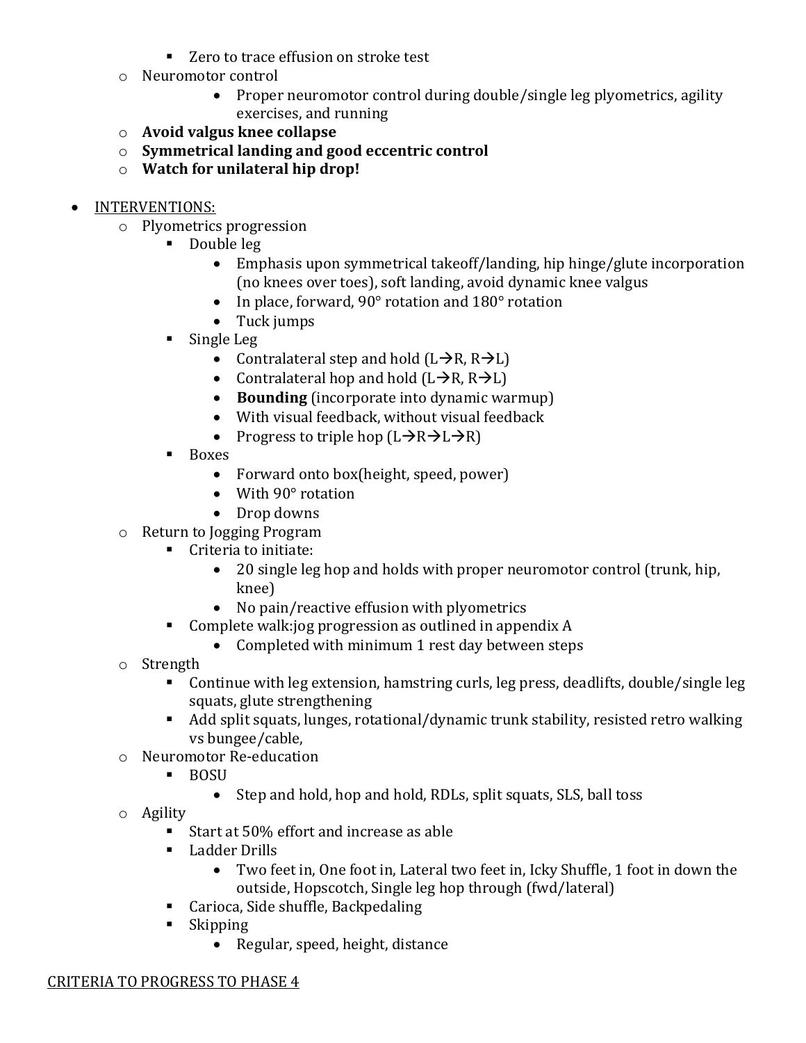- Zero to trace effusion on stroke test
    - Neuromotor control
        - Proper neuromotor control during double/single leg plyometrics, agility exercises, and running
    - **Avoid valgus knee collapse**
    - **Symmetrical landing and good eccentric control**
    - **Watch for unilateral hip drop!**

- INTERVENTIONS:
    - Plyometrics progression
        - Double leg
            - Emphasis upon symmetrical takeoff/landing, hip hinge/glute incorporation (no knees over toes), soft landing, avoid dynamic knee valgus
            - In place, forward, 90° rotation and 180° rotation
            - Tuck jumps
        - Single Leg
            - Contralateral step and hold (L→R, R→L)
            - Contralateral hop and hold (L→R, R→L)
            - **Bounding** (incorporate into dynamic warmup)
            - With visual feedback, without visual feedback
            - Progress to triple hop (L→R→L→R)
        - Boxes
            - Forward onto box(height, speed, power)
            - With 90° rotation
            - Drop downs
    - Return to Jogging Program
        - Criteria to initiate:
            - 20 single leg hop and holds with proper neuromotor control (trunk, hip, knee)
            - No pain/reactive effusion with plyometrics
        - Complete walk:jog progression as outlined in appendix A
            - Completed with minimum 1 rest day between steps
    - Strength
        - Continue with leg extension, hamstring curls, leg press, deadlifts, double/single leg squats, glute strengthening
        - Add split squats, lunges, rotational/dynamic trunk stability, resisted retro walking vs bungee/cable,
    - Neuromotor Re-education
        - BOSU
            - Step and hold, hop and hold, RDLs, split squats, SLS, ball toss
    - Agility
        - Start at 50% effort and increase as able
        - Ladder Drills
            - Two feet in, One foot in, Lateral two feet in, Icky Shuffle, 1 foot in down the outside, Hopscotch, Single leg hop through (fwd/lateral)
        - Carioca, Side shuffle, Backpedaling
        - Skipping
            - Regular, speed, height, distance

CRITERIA TO PROGRESS TO PHASE 4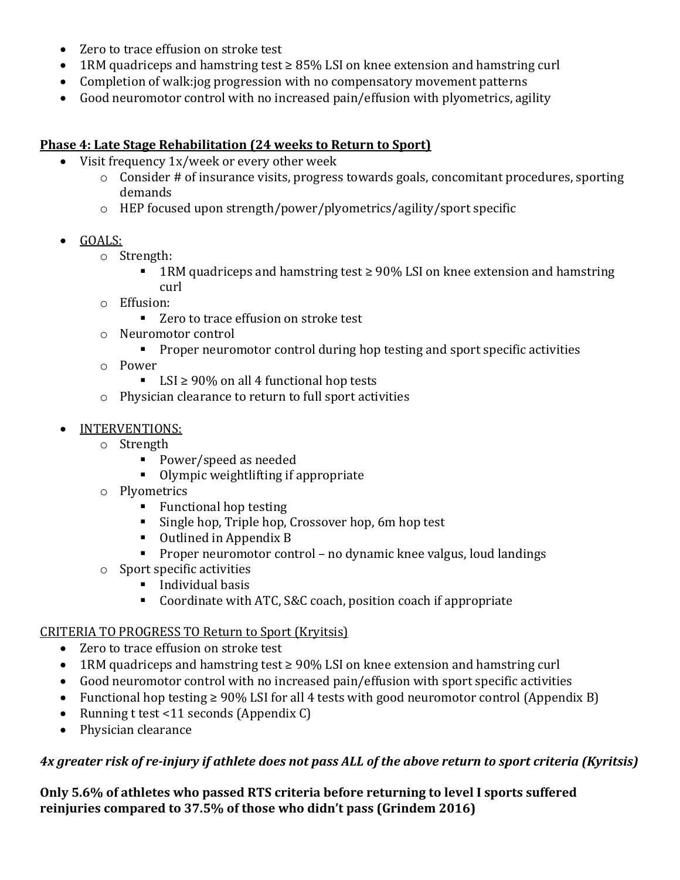- Zero to trace effusion on stroke test
- 1RM quadriceps and hamstring test ≥ 85% LSI on knee extension and hamstring curl
- Completion of walk:jog progression with no compensatory movement patterns
- Good neuromotor control with no increased pain/effusion with plyometrics, agility

**<u>Phase 4: Late Stage Rehabilitation (24 weeks to Return to Sport)</u>**

- Visit frequency 1x/week or every other week
  - Consider # of insurance visits, progress towards goals, concomitant procedures, sporting demands
  - HEP focused upon strength/power/plyometrics/agility/sport specific

- <u>GOALS:</u>
  - Strength:
    - 1RM quadriceps and hamstring test ≥ 90% LSI on knee extension and hamstring curl
  - Effusion:
    - Zero to trace effusion on stroke test
  - Neuromotor control
    - Proper neuromotor control during hop testing and sport specific activities
  - Power
    - LSI ≥ 90% on all 4 functional hop tests
  - Physician clearance to return to full sport activities

- <u>INTERVENTIONS:</u>
  - Strength
    - Power/speed as needed
    - Olympic weightlifting if appropriate
  - Plyometrics
    - Functional hop testing
    - Single hop, Triple hop, Crossover hop, 6m hop test
    - Outlined in Appendix B
    - Proper neuromotor control – no dynamic knee valgus, loud landings
  - Sport specific activities
    - Individual basis
    - Coordinate with ATC, S&C coach, position coach if appropriate

<u>CRITERIA TO PROGRESS TO Return to Sport (Kryitsis)</u>

- Zero to trace effusion on stroke test
- 1RM quadriceps and hamstring test ≥ 90% LSI on knee extension and hamstring curl
- Good neuromotor control with no increased pain/effusion with sport specific activities
- Functional hop testing ≥ 90% LSI for all 4 tests with good neuromotor control (Appendix B)
- Running t test <11 seconds (Appendix C)
- Physician clearance

***4x greater risk of re-injury if athlete does not pass ALL of the above return to sport criteria (Kyritsis)***

**Only 5.6% of athletes who passed RTS criteria before returning to level I sports suffered reinjuries compared to 37.5% of those who didn't pass (Grindem 2016)**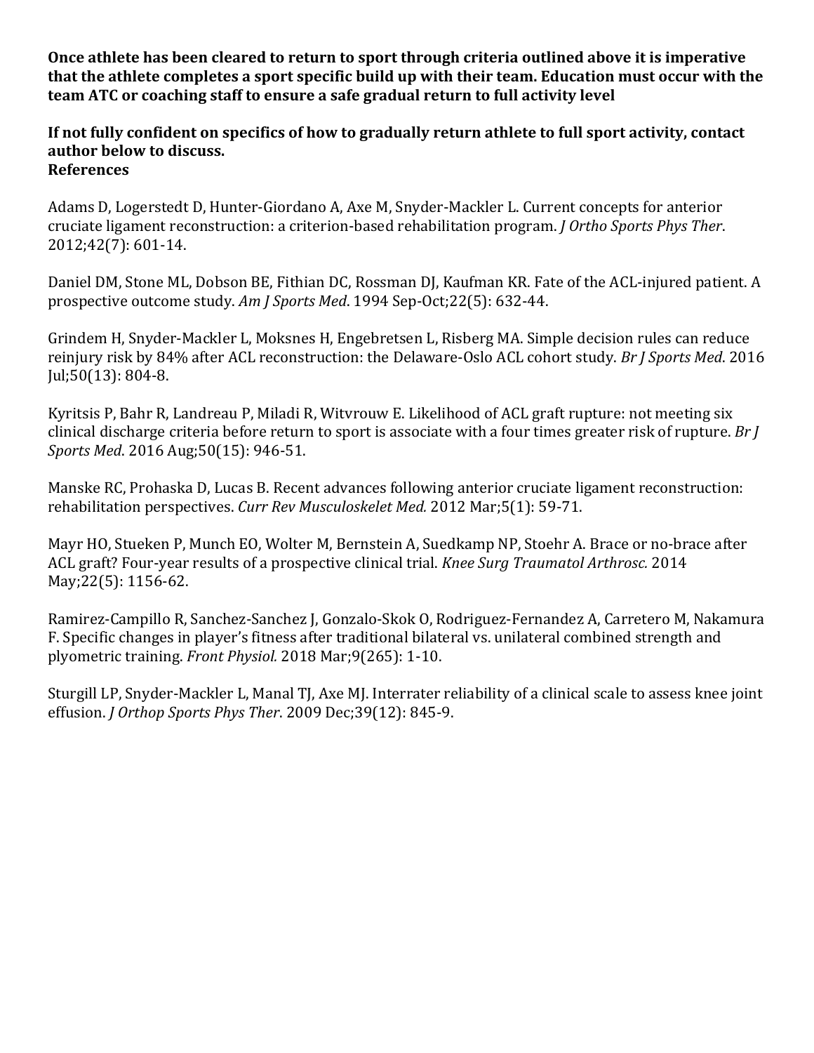**Once athlete has been cleared to return to sport through criteria outlined above it is imperative that the athlete completes a sport specific build up with their team. Education must occur with the team ATC or coaching staff to ensure a safe gradual return to full activity level**

**If not fully confident on specifics of how to gradually return athlete to full sport activity, contact author below to discuss.**

**References**

Adams D, Logerstedt D, Hunter-Giordano A, Axe M, Snyder-Mackler L. Current concepts for anterior cruciate ligament reconstruction: a criterion-based rehabilitation program. *J Ortho Sports Phys Ther*. 2012;42(7): 601-14.

Daniel DM, Stone ML, Dobson BE, Fithian DC, Rossman DJ, Kaufman KR. Fate of the ACL-injured patient. A prospective outcome study. *Am J Sports Med*. 1994 Sep-Oct;22(5): 632-44.

Grindem H, Snyder-Mackler L, Moksnes H, Engebretsen L, Risberg MA. Simple decision rules can reduce reinjury risk by 84% after ACL reconstruction: the Delaware-Oslo ACL cohort study. *Br J Sports Med*. 2016 Jul;50(13): 804-8.

Kyritsis P, Bahr R, Landreau P, Miladi R, Witvrouw E. Likelihood of ACL graft rupture: not meeting six clinical discharge criteria before return to sport is associate with a four times greater risk of rupture. *Br J Sports Med*. 2016 Aug;50(15): 946-51.

Manske RC, Prohaska D, Lucas B. Recent advances following anterior cruciate ligament reconstruction: rehabilitation perspectives. *Curr Rev Musculoskelet Med.* 2012 Mar;5(1): 59-71.

Mayr HO, Stueken P, Munch EO, Wolter M, Bernstein A, Suedkamp NP, Stoehr A. Brace or no-brace after ACL graft? Four-year results of a prospective clinical trial. *Knee Surg Traumatol Arthrosc.* 2014 May;22(5): 1156-62.

Ramirez-Campillo R, Sanchez-Sanchez J, Gonzalo-Skok O, Rodriguez-Fernandez A, Carretero M, Nakamura F. Specific changes in player's fitness after traditional bilateral vs. unilateral combined strength and plyometric training. *Front Physiol.* 2018 Mar;9(265): 1-10.

Sturgill LP, Snyder-Mackler L, Manal TJ, Axe MJ. Interrater reliability of a clinical scale to assess knee joint effusion. *J Orthop Sports Phys Ther.* 2009 Dec;39(12): 845-9.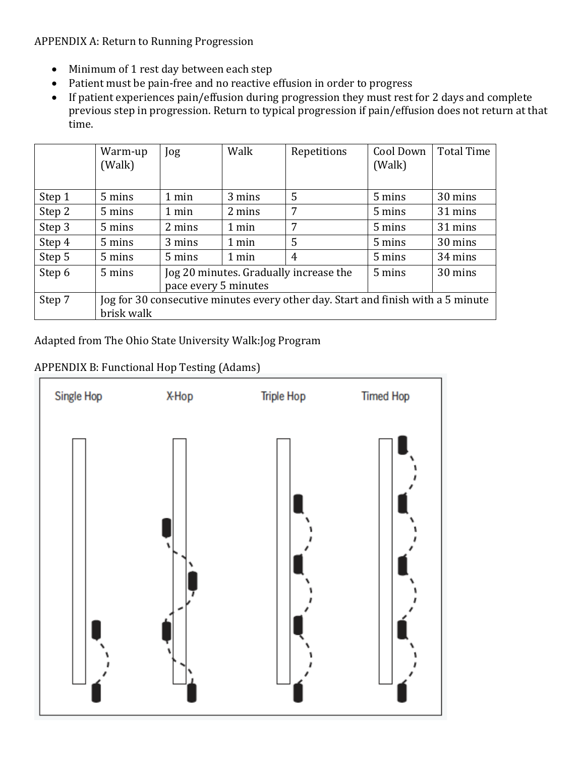APPENDIX A: Return to Running Progression

- Minimum of 1 rest day between each step
- Patient must be pain-free and no reactive effusion in order to progress
- If patient experiences pain/effusion during progression they must rest for 2 days and complete previous step in progression. Return to typical progression if pain/effusion does not return at that time.

| | Warm-up (Walk) | Jog | Walk | Repetitions | Cool Down (Walk) | Total Time |
|---|---|---|---|---|---|---|
| Step 1 | 5 mins | 1 min | 3 mins | 5 | 5 mins | 30 mins |
| Step 2 | 5 mins | 1 min | 2 mins | 7 | 5 mins | 31 mins |
| Step 3 | 5 mins | 2 mins | 1 min | 7 | 5 mins | 31 mins |
| Step 4 | 5 mins | 3 mins | 1 min | 5 | 5 mins | 30 mins |
| Step 5 | 5 mins | 5 mins | 1 min | 4 | 5 mins | 34 mins |
| Step 6 | 5 mins | Jog 20 minutes. Gradually increase the pace every 5 minutes | | | 5 mins | 30 mins |
| Step 7 | Jog for 30 consecutive minutes every other day. Start and finish with a 5 minute brisk walk | | | | | |

Adapted from The Ohio State University Walk:Jog Program

APPENDIX B: Functional Hop Testing (Adams)

Single Hop    X-Hop    Triple Hop    Timed Hop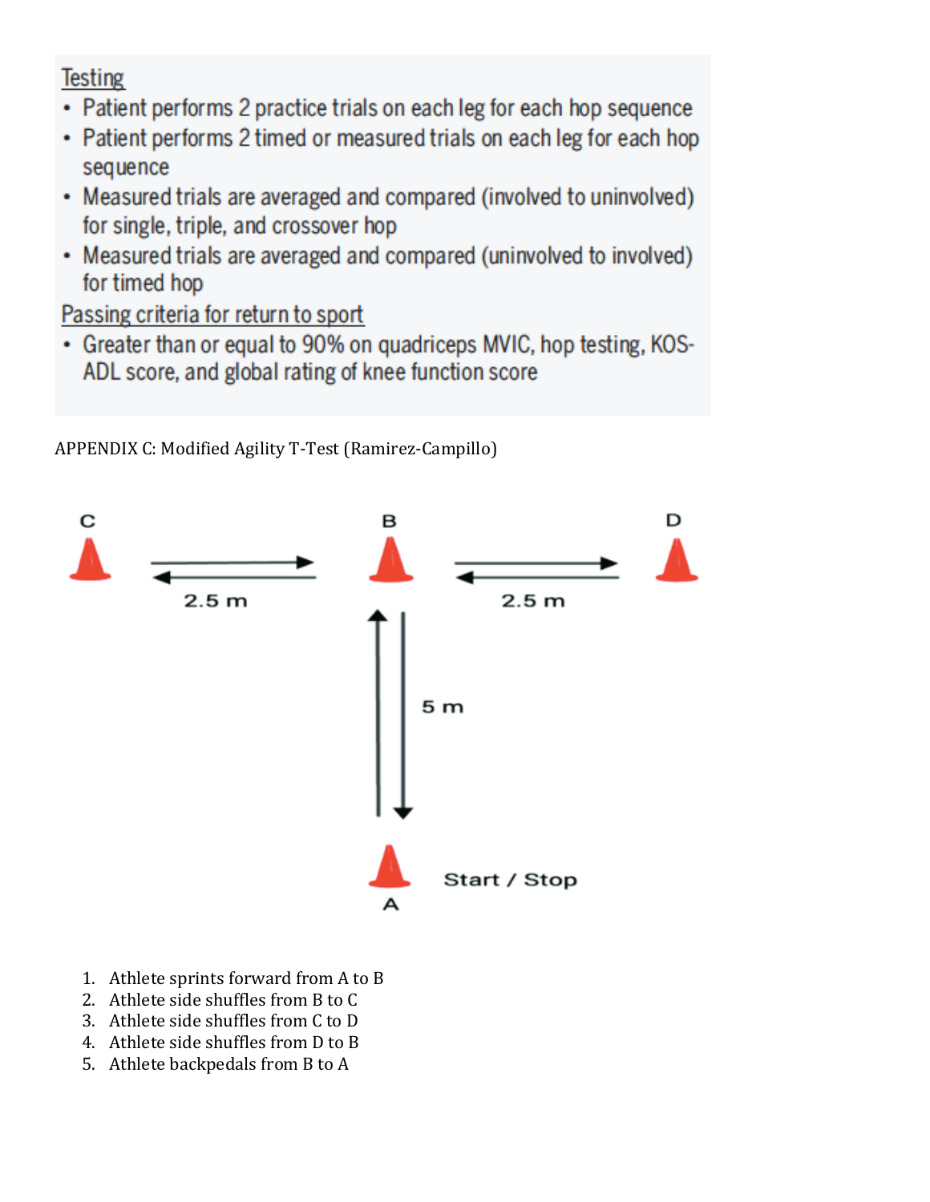Testing

- Patient performs 2 practice trials on each leg for each hop sequence
- Patient performs 2 timed or measured trials on each leg for each hop sequence
- Measured trials are averaged and compared (involved to uninvolved) for single, triple, and crossover hop
- Measured trials are averaged and compared (uninvolved to involved) for timed hop

Passing criteria for return to sport

- Greater than or equal to 90% on quadriceps MVIC, hop testing, KOS-ADL score, and global rating of knee function score

APPENDIX C: Modified Agility T-Test (Ramirez-Campillo)

C

B

D

2.5 m

2.5 m

5 m

Start / Stop

A

1. Athlete sprints forward from A to B
2. Athlete side shuffles from B to C
3. Athlete side shuffles from C to D
4. Athlete side shuffles from D to B
5. Athlete backpedals from B to A